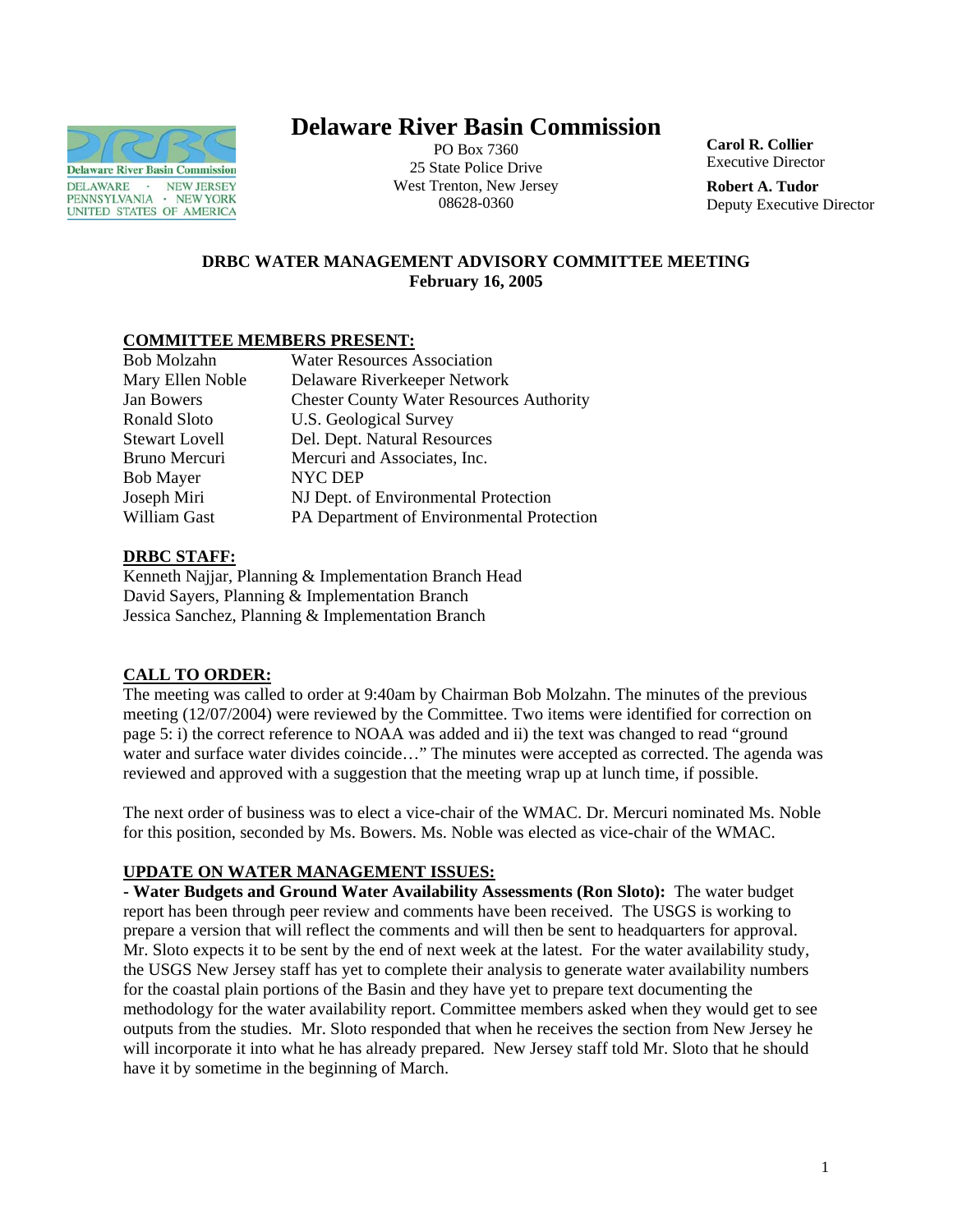# Delaware River Basin Commission

PO Box 7360
25 State Police Drive
West Trenton, New Jersey
08628-0360

**Carol R. Collier**
Executive Director

**Robert A. Tudor**
Deputy Executive Director

**DRBC WATER MANAGEMENT ADVISORY COMMITTEE MEETING**
**February 16, 2005**

## COMMITTEE MEMBERS PRESENT:

| | |
|---|---|
| Bob Molzahn | Water Resources Association |
| Mary Ellen Noble | Delaware Riverkeeper Network |
| Jan Bowers | Chester County Water Resources Authority |
| Ronald Sloto | U.S. Geological Survey |
| Stewart Lovell | Del. Dept. Natural Resources |
| Bruno Mercuri | Mercuri and Associates, Inc. |
| Bob Mayer | NYC DEP |
| Joseph Miri | NJ Dept. of Environmental Protection |
| William Gast | PA Department of Environmental Protection |

## DRBC STAFF:

Kenneth Najjar, Planning & Implementation Branch Head
David Sayers, Planning & Implementation Branch
Jessica Sanchez, Planning & Implementation Branch

## CALL TO ORDER:

The meeting was called to order at 9:40am by Chairman Bob Molzahn. The minutes of the previous meeting (12/07/2004) were reviewed by the Committee. Two items were identified for correction on page 5: i) the correct reference to NOAA was added and ii) the text was changed to read "ground water and surface water divides coincide…" The minutes were accepted as corrected. The agenda was reviewed and approved with a suggestion that the meeting wrap up at lunch time, if possible.

The next order of business was to elect a vice-chair of the WMAC. Dr. Mercuri nominated Ms. Noble for this position, seconded by Ms. Bowers. Ms. Noble was elected as vice-chair of the WMAC.

## UPDATE ON WATER MANAGEMENT ISSUES:

**- Water Budgets and Ground Water Availability Assessments (Ron Sloto):** The water budget report has been through peer review and comments have been received. The USGS is working to prepare a version that will reflect the comments and will then be sent to headquarters for approval. Mr. Sloto expects it to be sent by the end of next week at the latest. For the water availability study, the USGS New Jersey staff has yet to complete their analysis to generate water availability numbers for the coastal plain portions of the Basin and they have yet to prepare text documenting the methodology for the water availability report. Committee members asked when they would get to see outputs from the studies. Mr. Sloto responded that when he receives the section from New Jersey he will incorporate it into what he has already prepared. New Jersey staff told Mr. Sloto that he should have it by sometime in the beginning of March.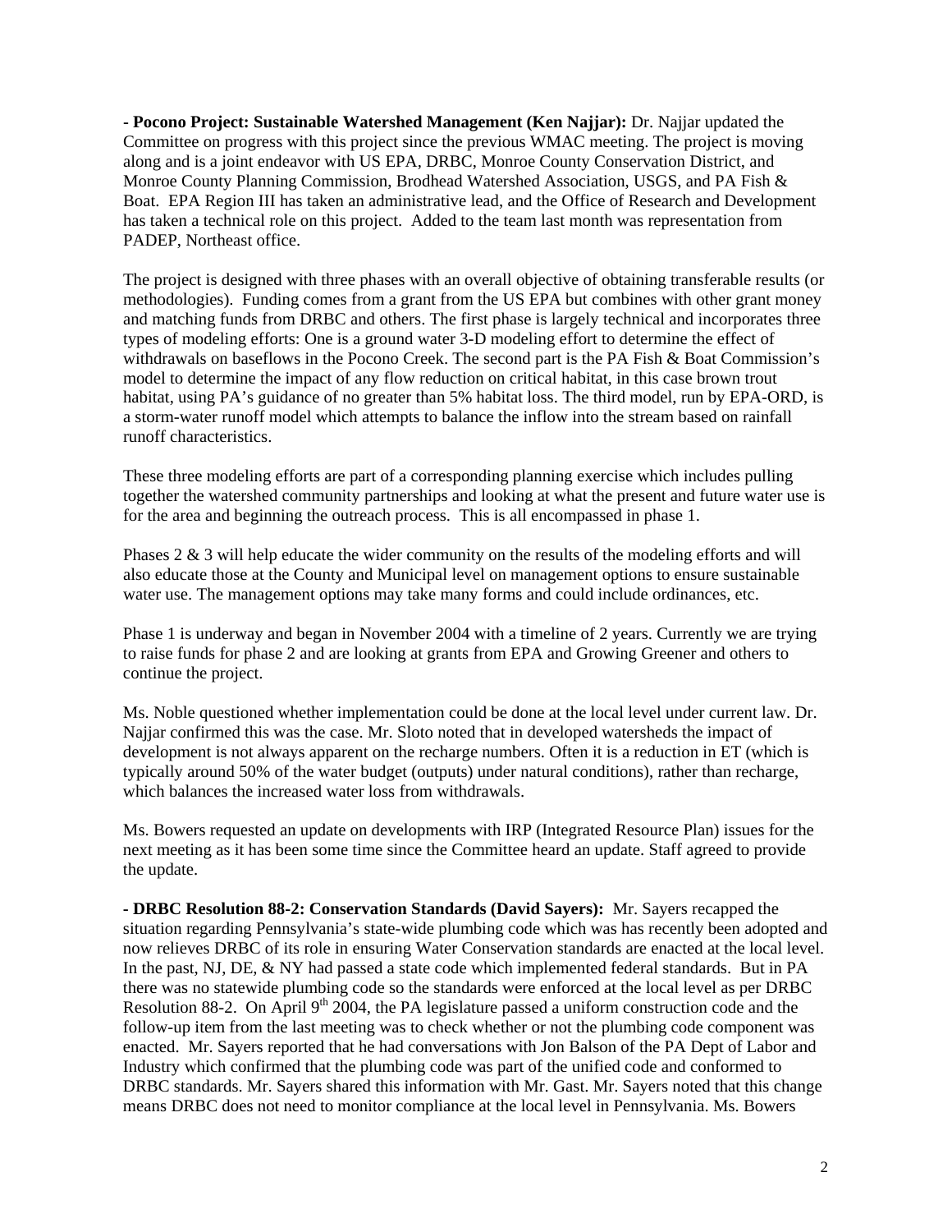**- Pocono Project: Sustainable Watershed Management (Ken Najjar):** Dr. Najjar updated the Committee on progress with this project since the previous WMAC meeting. The project is moving along and is a joint endeavor with US EPA, DRBC, Monroe County Conservation District, and Monroe County Planning Commission, Brodhead Watershed Association, USGS, and PA Fish & Boat. EPA Region III has taken an administrative lead, and the Office of Research and Development has taken a technical role on this project. Added to the team last month was representation from PADEP, Northeast office.

The project is designed with three phases with an overall objective of obtaining transferable results (or methodologies). Funding comes from a grant from the US EPA but combines with other grant money and matching funds from DRBC and others. The first phase is largely technical and incorporates three types of modeling efforts: One is a ground water 3-D modeling effort to determine the effect of withdrawals on baseflows in the Pocono Creek. The second part is the PA Fish & Boat Commission's model to determine the impact of any flow reduction on critical habitat, in this case brown trout habitat, using PA's guidance of no greater than 5% habitat loss. The third model, run by EPA-ORD, is a storm-water runoff model which attempts to balance the inflow into the stream based on rainfall runoff characteristics.

These three modeling efforts are part of a corresponding planning exercise which includes pulling together the watershed community partnerships and looking at what the present and future water use is for the area and beginning the outreach process. This is all encompassed in phase 1.

Phases 2 & 3 will help educate the wider community on the results of the modeling efforts and will also educate those at the County and Municipal level on management options to ensure sustainable water use. The management options may take many forms and could include ordinances, etc.

Phase 1 is underway and began in November 2004 with a timeline of 2 years. Currently we are trying to raise funds for phase 2 and are looking at grants from EPA and Growing Greener and others to continue the project.

Ms. Noble questioned whether implementation could be done at the local level under current law. Dr. Najjar confirmed this was the case. Mr. Sloto noted that in developed watersheds the impact of development is not always apparent on the recharge numbers. Often it is a reduction in ET (which is typically around 50% of the water budget (outputs) under natural conditions), rather than recharge, which balances the increased water loss from withdrawals.

Ms. Bowers requested an update on developments with IRP (Integrated Resource Plan) issues for the next meeting as it has been some time since the Committee heard an update. Staff agreed to provide the update.

**- DRBC Resolution 88-2: Conservation Standards (David Sayers):** Mr. Sayers recapped the situation regarding Pennsylvania's state-wide plumbing code which was has recently been adopted and now relieves DRBC of its role in ensuring Water Conservation standards are enacted at the local level. In the past, NJ, DE, & NY had passed a state code which implemented federal standards. But in PA there was no statewide plumbing code so the standards were enforced at the local level as per DRBC Resolution 88-2. On April 9th 2004, the PA legislature passed a uniform construction code and the follow-up item from the last meeting was to check whether or not the plumbing code component was enacted. Mr. Sayers reported that he had conversations with Jon Balson of the PA Dept of Labor and Industry which confirmed that the plumbing code was part of the unified code and conformed to DRBC standards. Mr. Sayers shared this information with Mr. Gast. Mr. Sayers noted that this change means DRBC does not need to monitor compliance at the local level in Pennsylvania. Ms. Bowers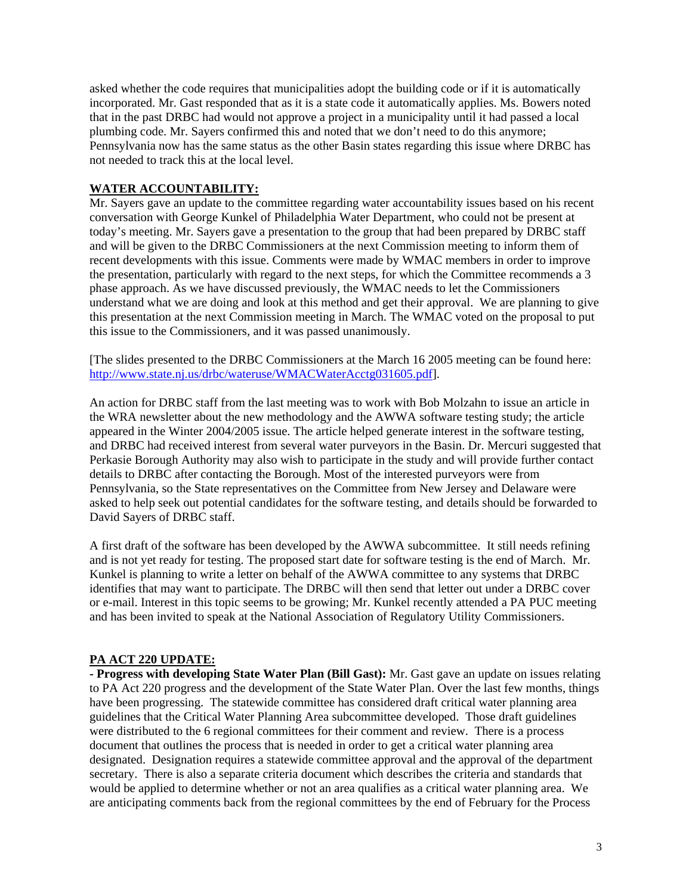asked whether the code requires that municipalities adopt the building code or if it is automatically incorporated. Mr. Gast responded that as it is a state code it automatically applies. Ms. Bowers noted that in the past DRBC had would not approve a project in a municipality until it had passed a local plumbing code. Mr. Sayers confirmed this and noted that we don't need to do this anymore; Pennsylvania now has the same status as the other Basin states regarding this issue where DRBC has not needed to track this at the local level.

## WATER ACCOUNTABILITY:

Mr. Sayers gave an update to the committee regarding water accountability issues based on his recent conversation with George Kunkel of Philadelphia Water Department, who could not be present at today's meeting. Mr. Sayers gave a presentation to the group that had been prepared by DRBC staff and will be given to the DRBC Commissioners at the next Commission meeting to inform them of recent developments with this issue. Comments were made by WMAC members in order to improve the presentation, particularly with regard to the next steps, for which the Committee recommends a 3 phase approach. As we have discussed previously, the WMAC needs to let the Commissioners understand what we are doing and look at this method and get their approval. We are planning to give this presentation at the next Commission meeting in March. The WMAC voted on the proposal to put this issue to the Commissioners, and it was passed unanimously.

[The slides presented to the DRBC Commissioners at the March 16 2005 meeting can be found here: http://www.state.nj.us/drbc/wateruse/WMACWaterAcctg031605.pdf].

An action for DRBC staff from the last meeting was to work with Bob Molzahn to issue an article in the WRA newsletter about the new methodology and the AWWA software testing study; the article appeared in the Winter 2004/2005 issue. The article helped generate interest in the software testing, and DRBC had received interest from several water purveyors in the Basin. Dr. Mercuri suggested that Perkasie Borough Authority may also wish to participate in the study and will provide further contact details to DRBC after contacting the Borough. Most of the interested purveyors were from Pennsylvania, so the State representatives on the Committee from New Jersey and Delaware were asked to help seek out potential candidates for the software testing, and details should be forwarded to David Sayers of DRBC staff.

A first draft of the software has been developed by the AWWA subcommittee. It still needs refining and is not yet ready for testing. The proposed start date for software testing is the end of March. Mr. Kunkel is planning to write a letter on behalf of the AWWA committee to any systems that DRBC identifies that may want to participate. The DRBC will then send that letter out under a DRBC cover or e-mail. Interest in this topic seems to be growing; Mr. Kunkel recently attended a PA PUC meeting and has been invited to speak at the National Association of Regulatory Utility Commissioners.

## PA ACT 220 UPDATE:

**- Progress with developing State Water Plan (Bill Gast):** Mr. Gast gave an update on issues relating to PA Act 220 progress and the development of the State Water Plan. Over the last few months, things have been progressing. The statewide committee has considered draft critical water planning area guidelines that the Critical Water Planning Area subcommittee developed. Those draft guidelines were distributed to the 6 regional committees for their comment and review. There is a process document that outlines the process that is needed in order to get a critical water planning area designated. Designation requires a statewide committee approval and the approval of the department secretary. There is also a separate criteria document which describes the criteria and standards that would be applied to determine whether or not an area qualifies as a critical water planning area. We are anticipating comments back from the regional committees by the end of February for the Process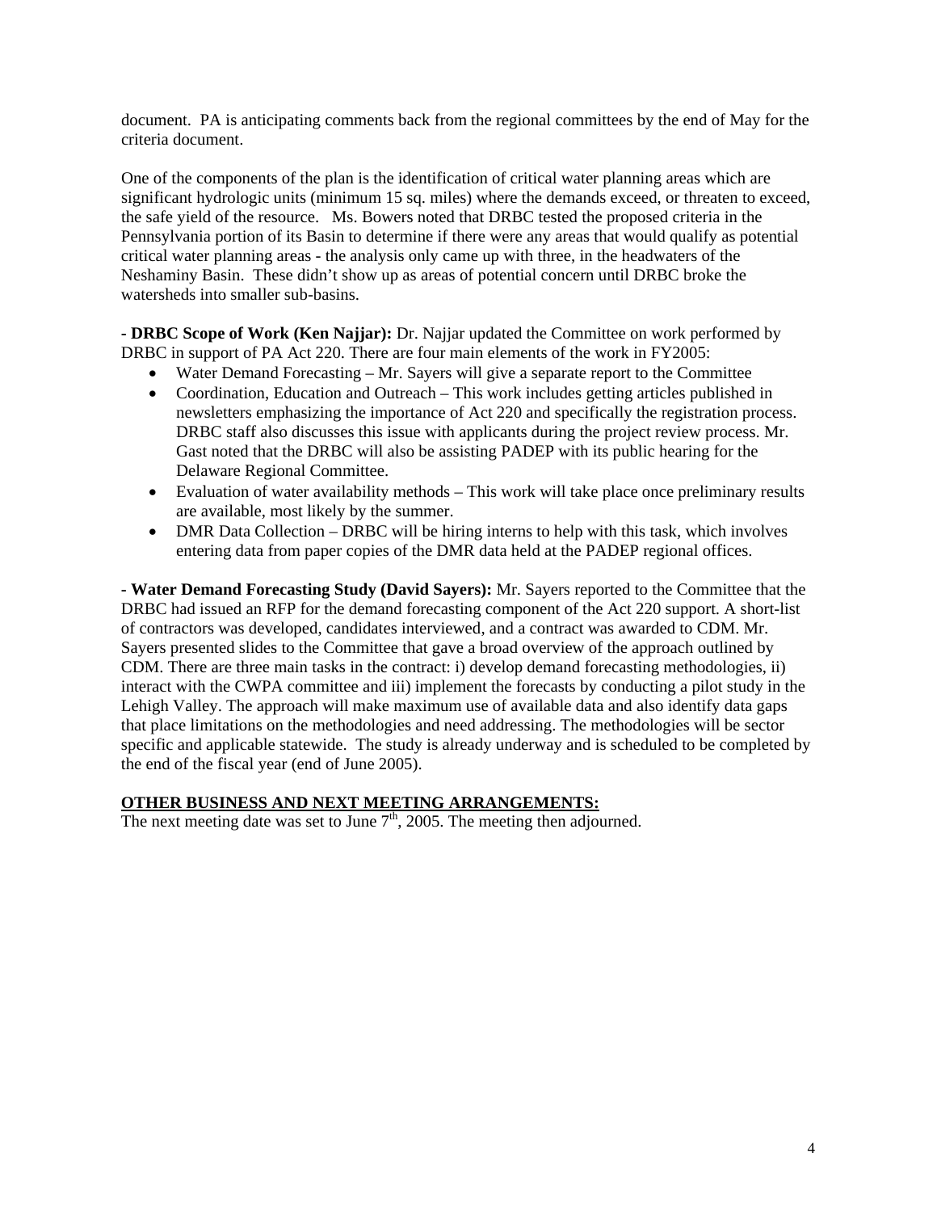document. PA is anticipating comments back from the regional committees by the end of May for the criteria document.

One of the components of the plan is the identification of critical water planning areas which are significant hydrologic units (minimum 15 sq. miles) where the demands exceed, or threaten to exceed, the safe yield of the resource. Ms. Bowers noted that DRBC tested the proposed criteria in the Pennsylvania portion of its Basin to determine if there were any areas that would qualify as potential critical water planning areas - the analysis only came up with three, in the headwaters of the Neshaminy Basin. These didn't show up as areas of potential concern until DRBC broke the watersheds into smaller sub-basins.

**- DRBC Scope of Work (Ken Najjar):** Dr. Najjar updated the Committee on work performed by DRBC in support of PA Act 220. There are four main elements of the work in FY2005:

- Water Demand Forecasting – Mr. Sayers will give a separate report to the Committee
- Coordination, Education and Outreach – This work includes getting articles published in newsletters emphasizing the importance of Act 220 and specifically the registration process. DRBC staff also discusses this issue with applicants during the project review process. Mr. Gast noted that the DRBC will also be assisting PADEP with its public hearing for the Delaware Regional Committee.
- Evaluation of water availability methods – This work will take place once preliminary results are available, most likely by the summer.
- DMR Data Collection – DRBC will be hiring interns to help with this task, which involves entering data from paper copies of the DMR data held at the PADEP regional offices.

**- Water Demand Forecasting Study (David Sayers):** Mr. Sayers reported to the Committee that the DRBC had issued an RFP for the demand forecasting component of the Act 220 support. A short-list of contractors was developed, candidates interviewed, and a contract was awarded to CDM. Mr. Sayers presented slides to the Committee that gave a broad overview of the approach outlined by CDM. There are three main tasks in the contract: i) develop demand forecasting methodologies, ii) interact with the CWPA committee and iii) implement the forecasts by conducting a pilot study in the Lehigh Valley. The approach will make maximum use of available data and also identify data gaps that place limitations on the methodologies and need addressing. The methodologies will be sector specific and applicable statewide. The study is already underway and is scheduled to be completed by the end of the fiscal year (end of June 2005).

**OTHER BUSINESS AND NEXT MEETING ARRANGEMENTS:**

The next meeting date was set to June 7th, 2005. The meeting then adjourned.